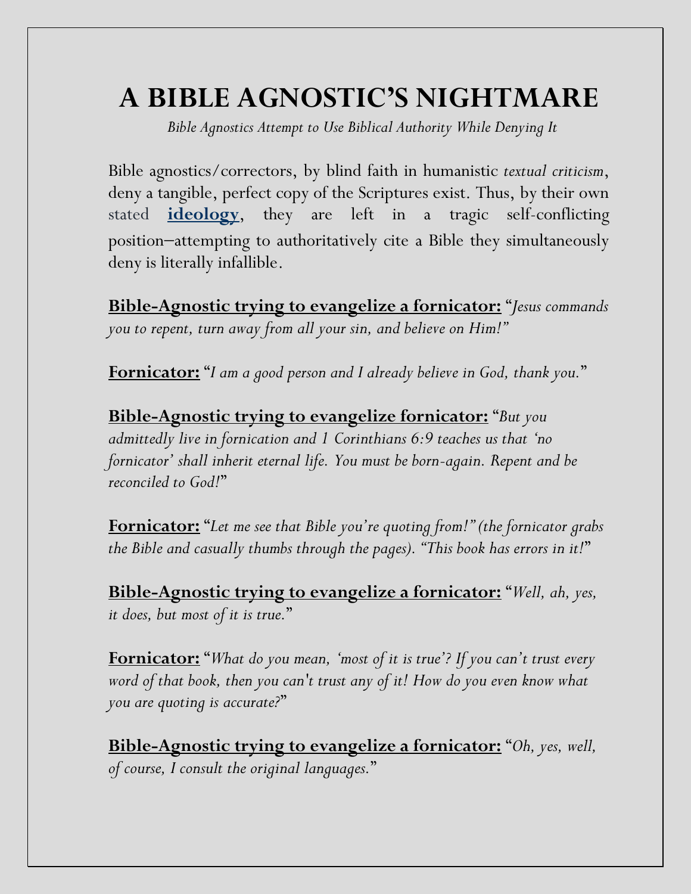# A BIBLE AGNOSTIC'S NIGHTMARE

*Bible Agnostics Attempt to Use Biblical Authority While Denying It*

Bible agnostics/correctors, by blind faith in humanistic *textual criticism*, deny a tangible, perfect copy of the Scriptures exist. Thus, by their own stated **ideology**, they are left in a tragic self-conflicting position–attempting to authoritatively cite a Bible they simultaneously deny is literally infallible.

**Bible-Agnostic trying to evangelize a fornicator:** "*Jesus commands you to repent, turn away from all your sin, and believe on Him!*"

**Fornicator:** "*I am a good person and I already believe in God, thank you.*"

**Bible-Agnostic trying to evangelize fornicator:** "*But you admittedly live in fornication and 1 Corinthians 6:9 teaches us that 'no fornicator' shall inherit eternal life. You must be born-again. Repent and be reconciled to God!*"

**Fornicator:** "*Let me see that Bible you're quoting from!" (the fornicator grabs the Bible and casually thumbs through the pages). "This book has errors in it!*"

**Bible-Agnostic trying to evangelize a fornicator:** "*Well, ah, yes, it does, but most of it is true.*"

**Fornicator:** "*What do you mean, 'most of it is true'? If you can't trust every word of that book, then you can't trust any of it! How do you even know what you are quoting is accurate?*"

**Bible-Agnostic trying to evangelize a fornicator:** "*Oh, yes, well, of course, I consult the original languages.*"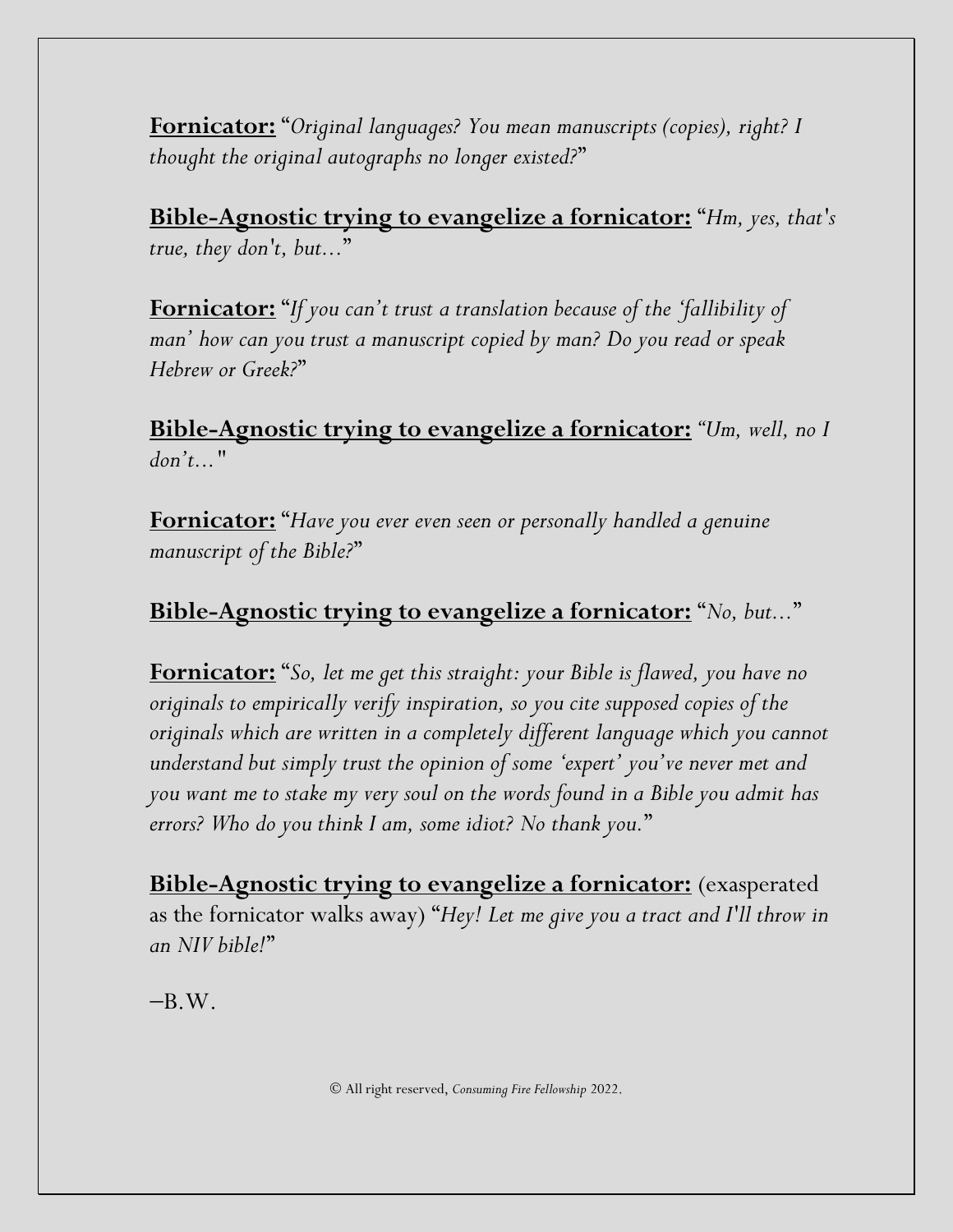**Fornicator:** "*Original languages? You mean manuscripts (copies), right? I thought the original autographs no longer existed?*"

**Bible-Agnostic trying to evangelize a fornicator:** "*Hm, yes, that's true, they don't, but…*"

**Fornicator:** "*If you can't trust a translation because of the 'fallibility of man' how can you trust a manuscript copied by man? Do you read or speak Hebrew or Greek?*"

**Bible-Agnostic trying to evangelize a fornicator:** *"Um, well, no I don't…"*

**Fornicator:** "*Have you ever even seen or personally handled a genuine manuscript of the Bible?*"

**Bible-Agnostic trying to evangelize a fornicator:** "*No, but…*"

**Fornicator:** "*So, let me get this straight: your Bible is flawed, you have no originals to empirically verify inspiration, so you cite supposed copies of the originals which are written in a completely different language which you cannot understand but simply trust the opinion of some 'expert' you've never met and you want me to stake my very soul on the words found in a Bible you admit has errors? Who do you think I am, some idiot? No thank you.*"

**Bible-Agnostic trying to evangelize a fornicator:** (exasperated as the fornicator walks away) "*Hey! Let me give you a tract and I'll throw in an NIV bible!*"

–B.W.

© All right reserved, *Consuming Fire Fellowship* 2022.